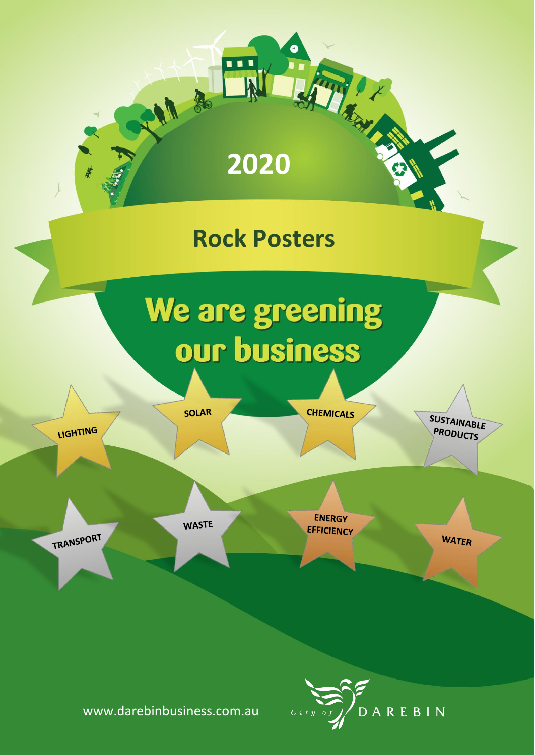# 2020

## Rock Posters

# We are greening our business

LIGHTING

SOLAR

CHEMICALS

SUSTAINABLE PRODUCTS

TRANSPORT

WASTE

ENERGY EFFICIENCY

WATER

www.darebinbusiness.com.au

City of DAREBIN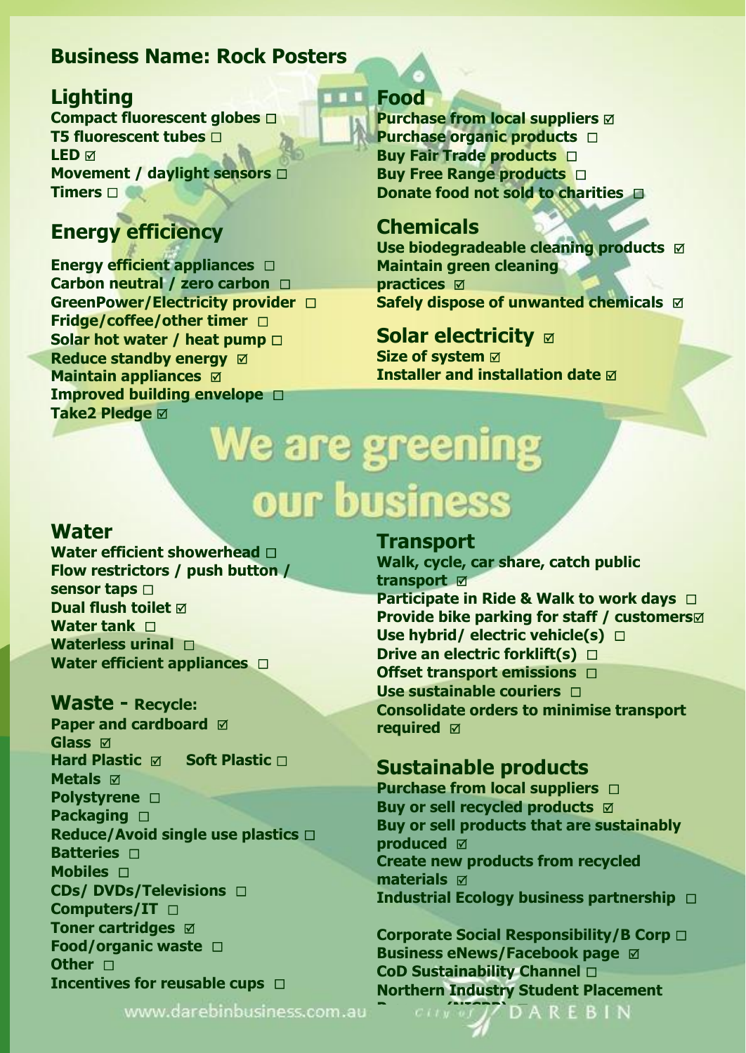## Business Name: Rock Posters

## Lighting

**Compact fluorescent globes ☐**
**T5 fluorescent tubes ☐**
**LED ☑**
**Movement / daylight sensors ☐**
**Timers ☐**

## Energy efficiency

**Energy efficient appliances ☐**
**Carbon neutral / zero carbon ☐**
**GreenPower/Electricity provider ☐**
**Fridge/coffee/other timer ☐**
**Solar hot water / heat pump ☐**
**Reduce standby energy ☑**
**Maintain appliances ☑**
**Improved building envelope ☐**
**Take2 Pledge ☑**

## Food

**Purchase from local suppliers ☑**
**Purchase organic products ☐**
**Buy Fair Trade products ☐**
**Buy Free Range products ☐**
**Donate food not sold to charities ☐**

## Chemicals

**Use biodegradeable cleaning products ☑**
**Maintain green cleaning practices ☑**
**Safely dispose of unwanted chemicals ☑**

## Solar electricity ☑

**Size of system ☑**
**Installer and installation date ☑**

# We are greening our business

## Water

**Water efficient showerhead ☐**
**Flow restrictors / push button / sensor taps ☐**
**Dual flush toilet ☑**
**Water tank ☐**
**Waterless urinal ☐**
**Water efficient appliances ☐**

## Waste - Recycle:

**Paper and cardboard ☑**
**Glass ☑**
**Hard Plastic ☑ Soft Plastic ☐**
**Metals ☑**
**Polystyrene ☐**
**Packaging ☐**
**Reduce/Avoid single use plastics ☐**
**Batteries ☐**
**Mobiles ☐**
**CDs/ DVDs/Televisions ☐**
**Computers/IT ☐**
**Toner cartridges ☑**
**Food/organic waste ☐**
**Other ☐**
**Incentives for reusable cups ☐**

## Transport

**Walk, cycle, car share, catch public transport ☑**
**Participate in Ride & Walk to work days ☐**
**Provide bike parking for staff / customers☑**
**Use hybrid/ electric vehicle(s) ☐**
**Drive an electric forklift(s) ☐**
**Offset transport emissions ☐**
**Use sustainable couriers ☐**
**Consolidate orders to minimise transport required ☑**

## Sustainable products

**Purchase from local suppliers ☐**
**Buy or sell recycled products ☑**
**Buy or sell products that are sustainably produced ☑**
**Create new products from recycled materials ☑**
**Industrial Ecology business partnership ☐**

**Corporate Social Responsibility/B Corp ☐**
**Business eNews/Facebook page ☑**
**CoD Sustainability Channel ☐**
**Northern Industry Student Placement P... (NISPP) ☐**

www.darebinbusiness.com.au

City of DAREBIN